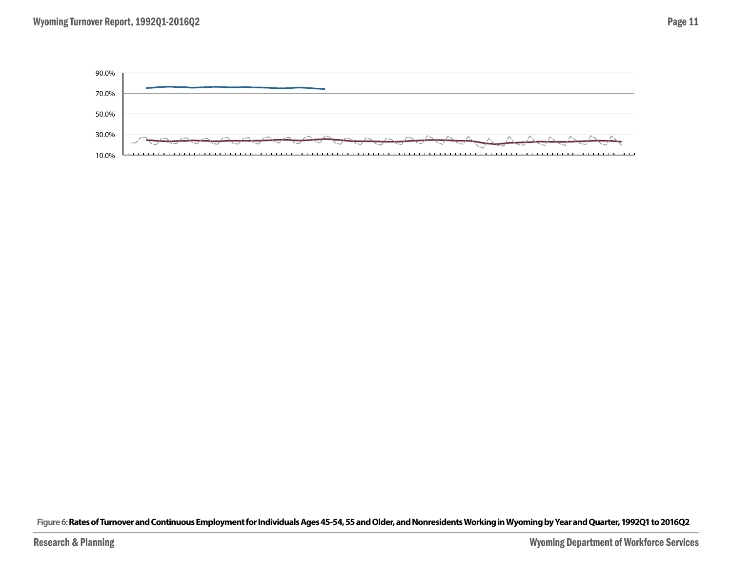90.0%

70.0%

50.0%

30.0%

10.0%

Figure 6: **Rates of Turnover and Continuous Employment for Individuals Ages 45-54, 55 and Older, and Nonresidents Working in Wyoming by Year and Quarter, 1992Q1 to 2016Q2**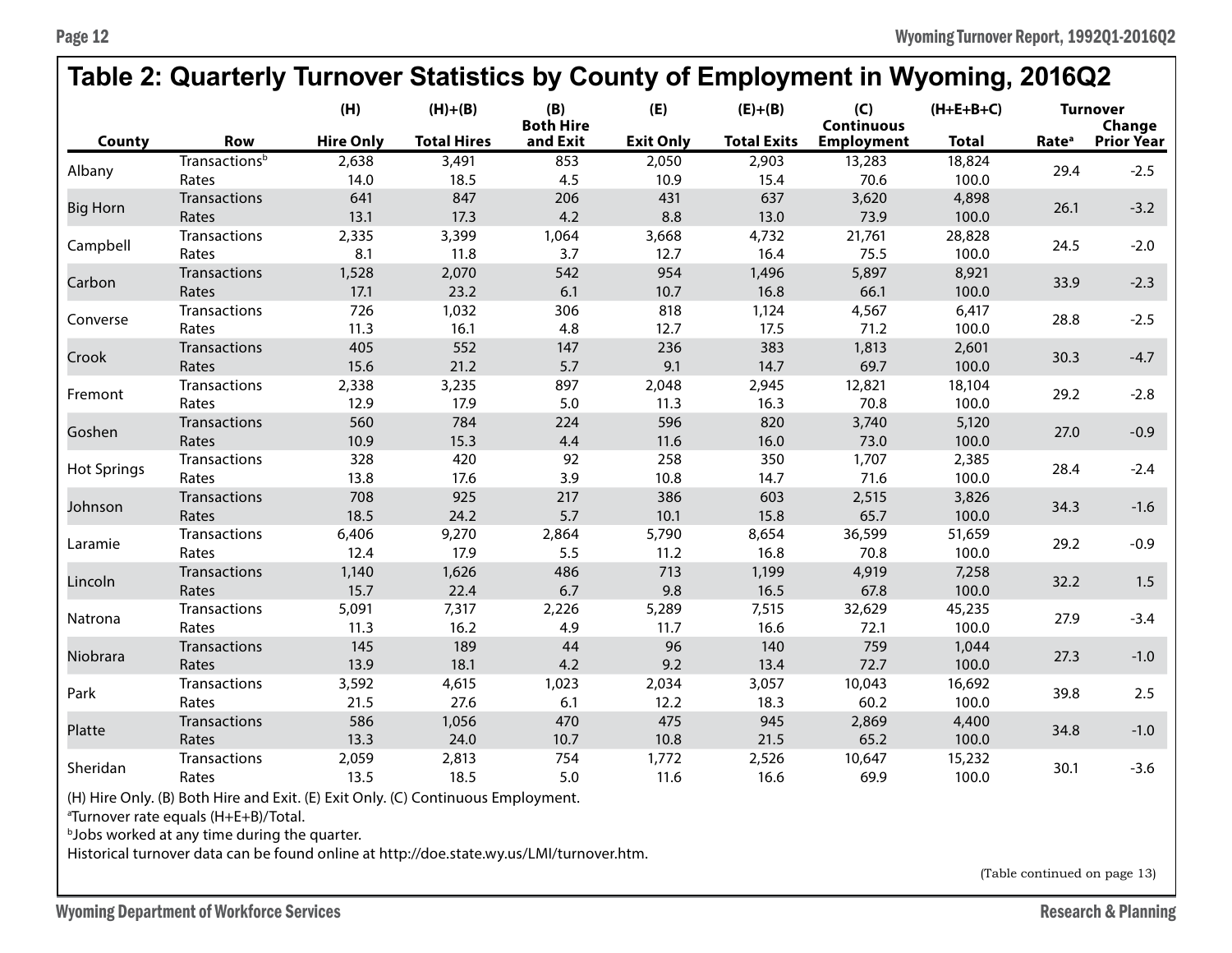# Table 2: Quarterly Turnover Statistics by County of Employment in Wyoming, 2016Q2

| County | Row | (H) Hire Only | (H)+(B) Total Hires | (B) Both Hire and Exit | (E) Exit Only | (E)+(B) Total Exits | (C) Continuous Employment | (H+E+B+C) Total | Turnover Rate[a] | Turnover Change Prior Year |
|---|---|---|---|---|---|---|---|---|---|---|
| Albany | Transactions[b] | 2,638 | 3,491 | 853 | 2,050 | 2,903 | 13,283 | 18,824 | 29.4 | -2.5 |
| | Rates | 14.0 | 18.5 | 4.5 | 10.9 | 15.4 | 70.6 | 100.0 | | |
| Big Horn | Transactions | 641 | 847 | 206 | 431 | 637 | 3,620 | 4,898 | 26.1 | -3.2 |
| | Rates | 13.1 | 17.3 | 4.2 | 8.8 | 13.0 | 73.9 | 100.0 | | |
| Campbell | Transactions | 2,335 | 3,399 | 1,064 | 3,668 | 4,732 | 21,761 | 28,828 | 24.5 | -2.0 |
| | Rates | 8.1 | 11.8 | 3.7 | 12.7 | 16.4 | 75.5 | 100.0 | | |
| Carbon | Transactions | 1,528 | 2,070 | 542 | 954 | 1,496 | 5,897 | 8,921 | 33.9 | -2.3 |
| | Rates | 17.1 | 23.2 | 6.1 | 10.7 | 16.8 | 66.1 | 100.0 | | |
| Converse | Transactions | 726 | 1,032 | 306 | 818 | 1,124 | 4,567 | 6,417 | 28.8 | -2.5 |
| | Rates | 11.3 | 16.1 | 4.8 | 12.7 | 17.5 | 71.2 | 100.0 | | |
| Crook | Transactions | 405 | 552 | 147 | 236 | 383 | 1,813 | 2,601 | 30.3 | -4.7 |
| | Rates | 15.6 | 21.2 | 5.7 | 9.1 | 14.7 | 69.7 | 100.0 | | |
| Fremont | Transactions | 2,338 | 3,235 | 897 | 2,048 | 2,945 | 12,821 | 18,104 | 29.2 | -2.8 |
| | Rates | 12.9 | 17.9 | 5.0 | 11.3 | 16.3 | 70.8 | 100.0 | | |
| Goshen | Transactions | 560 | 784 | 224 | 596 | 820 | 3,740 | 5,120 | 27.0 | -0.9 |
| | Rates | 10.9 | 15.3 | 4.4 | 11.6 | 16.0 | 73.0 | 100.0 | | |
| Hot Springs | Transactions | 328 | 420 | 92 | 258 | 350 | 1,707 | 2,385 | 28.4 | -2.4 |
| | Rates | 13.8 | 17.6 | 3.9 | 10.8 | 14.7 | 71.6 | 100.0 | | |
| Johnson | Transactions | 708 | 925 | 217 | 386 | 603 | 2,515 | 3,826 | 34.3 | -1.6 |
| | Rates | 18.5 | 24.2 | 5.7 | 10.1 | 15.8 | 65.7 | 100.0 | | |
| Laramie | Transactions | 6,406 | 9,270 | 2,864 | 5,790 | 8,654 | 36,599 | 51,659 | 29.2 | -0.9 |
| | Rates | 12.4 | 17.9 | 5.5 | 11.2 | 16.8 | 70.8 | 100.0 | | |
| Lincoln | Transactions | 1,140 | 1,626 | 486 | 713 | 1,199 | 4,919 | 7,258 | 32.2 | 1.5 |
| | Rates | 15.7 | 22.4 | 6.7 | 9.8 | 16.5 | 67.8 | 100.0 | | |
| Natrona | Transactions | 5,091 | 7,317 | 2,226 | 5,289 | 7,515 | 32,629 | 45,235 | 27.9 | -3.4 |
| | Rates | 11.3 | 16.2 | 4.9 | 11.7 | 16.6 | 72.1 | 100.0 | | |
| Niobrara | Transactions | 145 | 189 | 44 | 96 | 140 | 759 | 1,044 | 27.3 | -1.0 |
| | Rates | 13.9 | 18.1 | 4.2 | 9.2 | 13.4 | 72.7 | 100.0 | | |
| Park | Transactions | 3,592 | 4,615 | 1,023 | 2,034 | 3,057 | 10,043 | 16,692 | 39.8 | 2.5 |
| | Rates | 21.5 | 27.6 | 6.1 | 12.2 | 18.3 | 60.2 | 100.0 | | |
| Platte | Transactions | 586 | 1,056 | 470 | 475 | 945 | 2,869 | 4,400 | 34.8 | -1.0 |
| | Rates | 13.3 | 24.0 | 10.7 | 10.8 | 21.5 | 65.2 | 100.0 | | |
| Sheridan | Transactions | 2,059 | 2,813 | 754 | 1,772 | 2,526 | 10,647 | 15,232 | 30.1 | -3.6 |
| | Rates | 13.5 | 18.5 | 5.0 | 11.6 | 16.6 | 69.9 | 100.0 | | |

(H) Hire Only. (B) Both Hire and Exit. (E) Exit Only. (C) Continuous Employment.

[a]Turnover rate equals (H+E+B)/Total.

[b]Jobs worked at any time during the quarter.

Historical turnover data can be found online at http://doe.state.wy.us/LMI/turnover.htm.

(Table continued on page 13)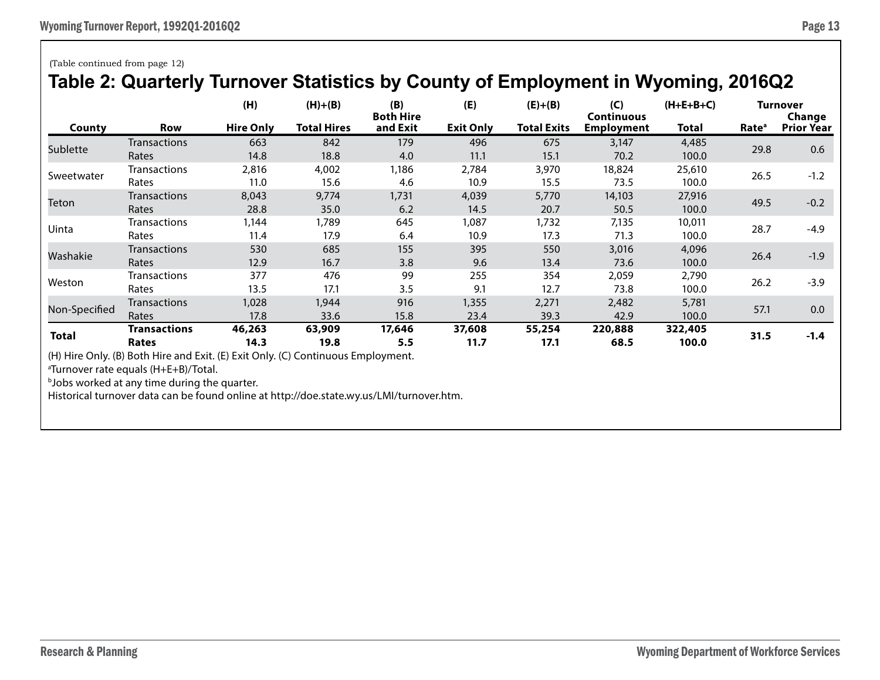(Table continued from page 12)

# Table 2: Quarterly Turnover Statistics by County of Employment in Wyoming, 2016Q2

| County | Row | (H) Hire Only | (H)+(B) Total Hires | (B) Both Hire and Exit | (E) Exit Only | (E)+(B) Total Exits | (C) Continuous Employment | (H+E+B+C) Total | Turnover Rate[a] | Turnover Change Prior Year |
|---|---|---|---|---|---|---|---|---|---|---|
| Sublette | Transactions | 663 | 842 | 179 | 496 | 675 | 3,147 | 4,485 | 29.8 | 0.6 |
| | Rates | 14.8 | 18.8 | 4.0 | 11.1 | 15.1 | 70.2 | 100.0 | | |
| Sweetwater | Transactions | 2,816 | 4,002 | 1,186 | 2,784 | 3,970 | 18,824 | 25,610 | 26.5 | -1.2 |
| | Rates | 11.0 | 15.6 | 4.6 | 10.9 | 15.5 | 73.5 | 100.0 | | |
| Teton | Transactions | 8,043 | 9,774 | 1,731 | 4,039 | 5,770 | 14,103 | 27,916 | 49.5 | -0.2 |
| | Rates | 28.8 | 35.0 | 6.2 | 14.5 | 20.7 | 50.5 | 100.0 | | |
| Uinta | Transactions | 1,144 | 1,789 | 645 | 1,087 | 1,732 | 7,135 | 10,011 | 28.7 | -4.9 |
| | Rates | 11.4 | 17.9 | 6.4 | 10.9 | 17.3 | 71.3 | 100.0 | | |
| Washakie | Transactions | 530 | 685 | 155 | 395 | 550 | 3,016 | 4,096 | 26.4 | -1.9 |
| | Rates | 12.9 | 16.7 | 3.8 | 9.6 | 13.4 | 73.6 | 100.0 | | |
| Weston | Transactions | 377 | 476 | 99 | 255 | 354 | 2,059 | 2,790 | 26.2 | -3.9 |
| | Rates | 13.5 | 17.1 | 3.5 | 9.1 | 12.7 | 73.8 | 100.0 | | |
| Non-Specified | Transactions | 1,028 | 1,944 | 916 | 1,355 | 2,271 | 2,482 | 5,781 | 57.1 | 0.0 |
| | Rates | 17.8 | 33.6 | 15.8 | 23.4 | 39.3 | 42.9 | 100.0 | | |
| **Total** | **Transactions** | **46,263** | **63,909** | **17,646** | **37,608** | **55,254** | **220,888** | **322,405** | **31.5** | **-1.4** |
| | **Rates** | **14.3** | **19.8** | **5.5** | **11.7** | **17.1** | **68.5** | **100.0** | | |

(H) Hire Only. (B) Both Hire and Exit. (E) Exit Only. (C) Continuous Employment.

[a]Turnover rate equals (H+E+B)/Total.

[b]Jobs worked at any time during the quarter.

Historical turnover data can be found online at http://doe.state.wy.us/LMI/turnover.htm.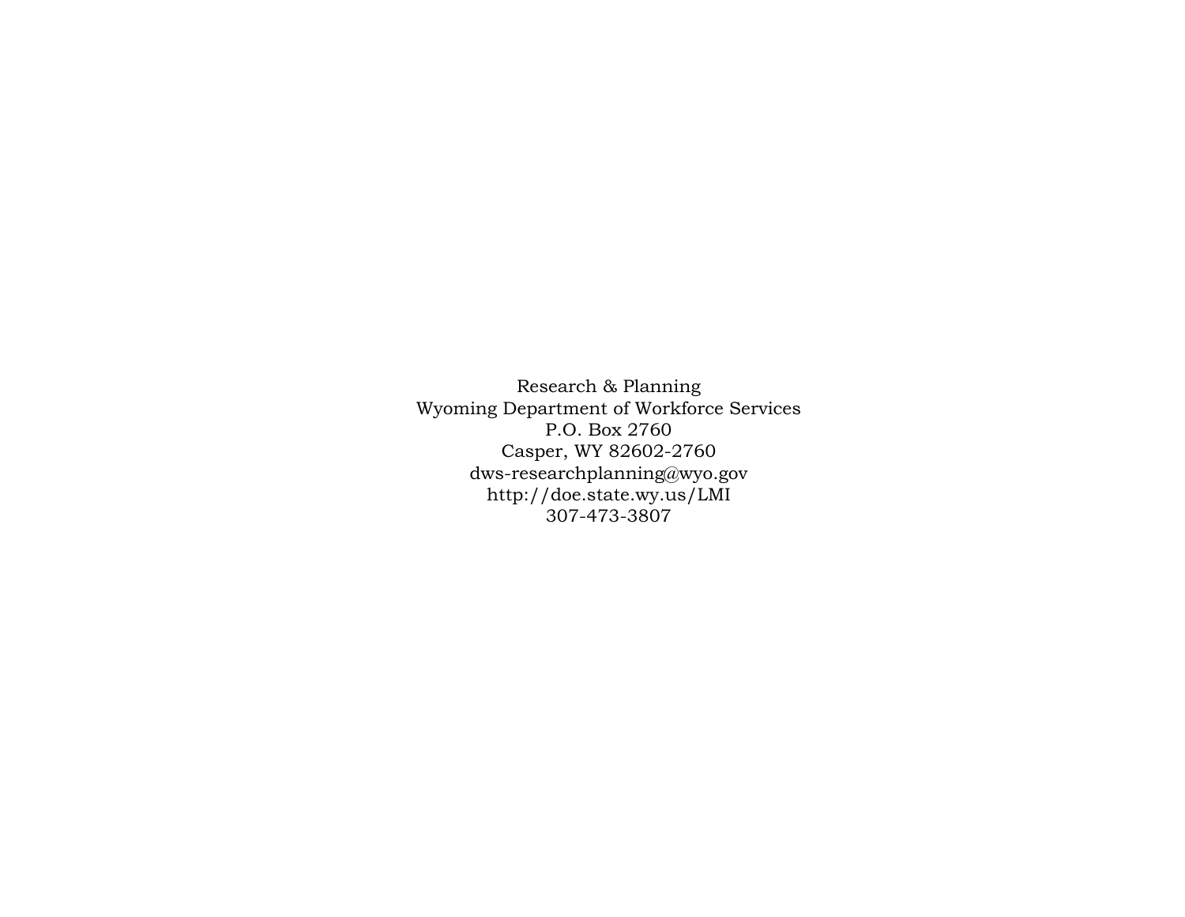Research & Planning
Wyoming Department of Workforce Services
P.O. Box 2760
Casper, WY 82602-2760
dws-researchplanning@wyo.gov
http://doe.state.wy.us/LMI
307-473-3807